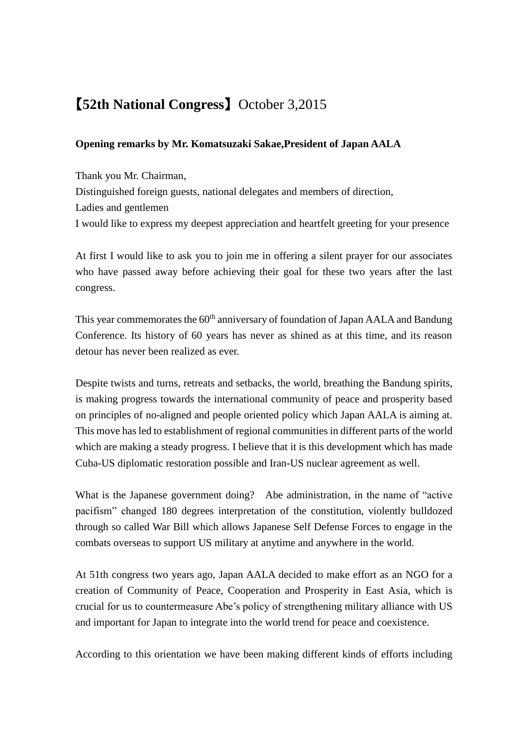# 【52th National Congress】October 3,2015

**Opening remarks by Mr. Komatsuzaki Sakae,President of Japan AALA**

Thank you Mr. Chairman,
Distinguished foreign guests, national delegates and members of direction,
Ladies and gentlemen
I would like to express my deepest appreciation and heartfelt greeting for your presence

At first I would like to ask you to join me in offering a silent prayer for our associates who have passed away before achieving their goal for these two years after the last congress.

This year commemorates the 60th anniversary of foundation of Japan AALA and Bandung Conference. Its history of 60 years has never as shined as at this time, and its reason detour has never been realized as ever.

Despite twists and turns, retreats and setbacks, the world, breathing the Bandung spirits, is making progress towards the international community of peace and prosperity based on principles of no-aligned and people oriented policy which Japan AALA is aiming at. This move has led to establishment of regional communities in different parts of the world which are making a steady progress. I believe that it is this development which has made Cuba-US diplomatic restoration possible and Iran-US nuclear agreement as well.

What is the Japanese government doing?　Abe administration, in the name of “active pacifism” changed 180 degrees interpretation of the constitution, violently bulldozed through so called War Bill which allows Japanese Self Defense Forces to engage in the combats overseas to support US military at anytime and anywhere in the world.

At 51th congress two years ago, Japan AALA decided to make effort as an NGO for a creation of Community of Peace, Cooperation and Prosperity in East Asia, which is crucial for us to countermeasure Abe’s policy of strengthening military alliance with US and important for Japan to integrate into the world trend for peace and coexistence.

According to this orientation we have been making different kinds of efforts including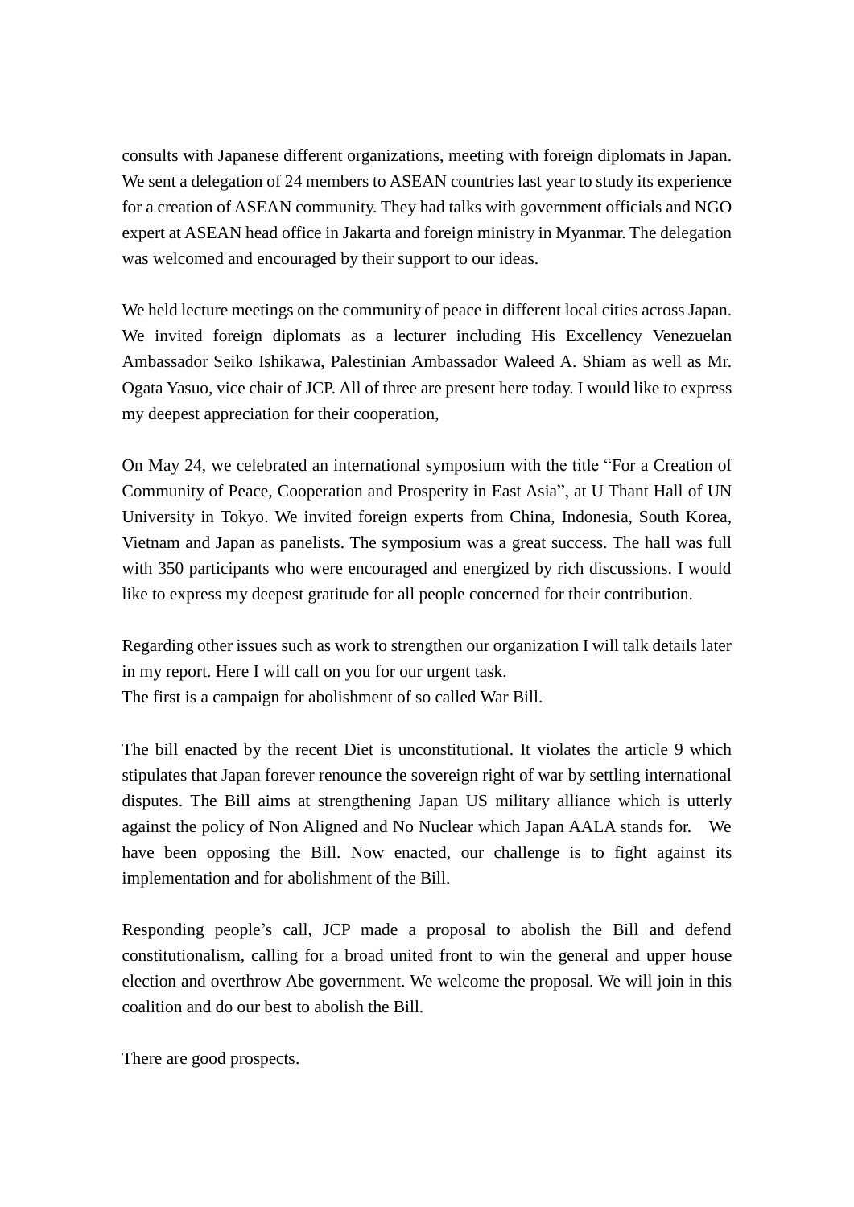consults with Japanese different organizations, meeting with foreign diplomats in Japan. We sent a delegation of 24 members to ASEAN countries last year to study its experience for a creation of ASEAN community. They had talks with government officials and NGO expert at ASEAN head office in Jakarta and foreign ministry in Myanmar. The delegation was welcomed and encouraged by their support to our ideas.

We held lecture meetings on the community of peace in different local cities across Japan. We invited foreign diplomats as a lecturer including His Excellency Venezuelan Ambassador Seiko Ishikawa, Palestinian Ambassador Waleed A. Shiam as well as Mr. Ogata Yasuo, vice chair of JCP. All of three are present here today. I would like to express my deepest appreciation for their cooperation,

On May 24, we celebrated an international symposium with the title "For a Creation of Community of Peace, Cooperation and Prosperity in East Asia", at U Thant Hall of UN University in Tokyo. We invited foreign experts from China, Indonesia, South Korea, Vietnam and Japan as panelists. The symposium was a great success. The hall was full with 350 participants who were encouraged and energized by rich discussions. I would like to express my deepest gratitude for all people concerned for their contribution.

Regarding other issues such as work to strengthen our organization I will talk details later in my report. Here I will call on you for our urgent task.
The first is a campaign for abolishment of so called War Bill.

The bill enacted by the recent Diet is unconstitutional. It violates the article 9 which stipulates that Japan forever renounce the sovereign right of war by settling international disputes. The Bill aims at strengthening Japan US military alliance which is utterly against the policy of Non Aligned and No Nuclear which Japan AALA stands for. We have been opposing the Bill. Now enacted, our challenge is to fight against its implementation and for abolishment of the Bill.

Responding people's call, JCP made a proposal to abolish the Bill and defend constitutionalism, calling for a broad united front to win the general and upper house election and overthrow Abe government. We welcome the proposal. We will join in this coalition and do our best to abolish the Bill.

There are good prospects.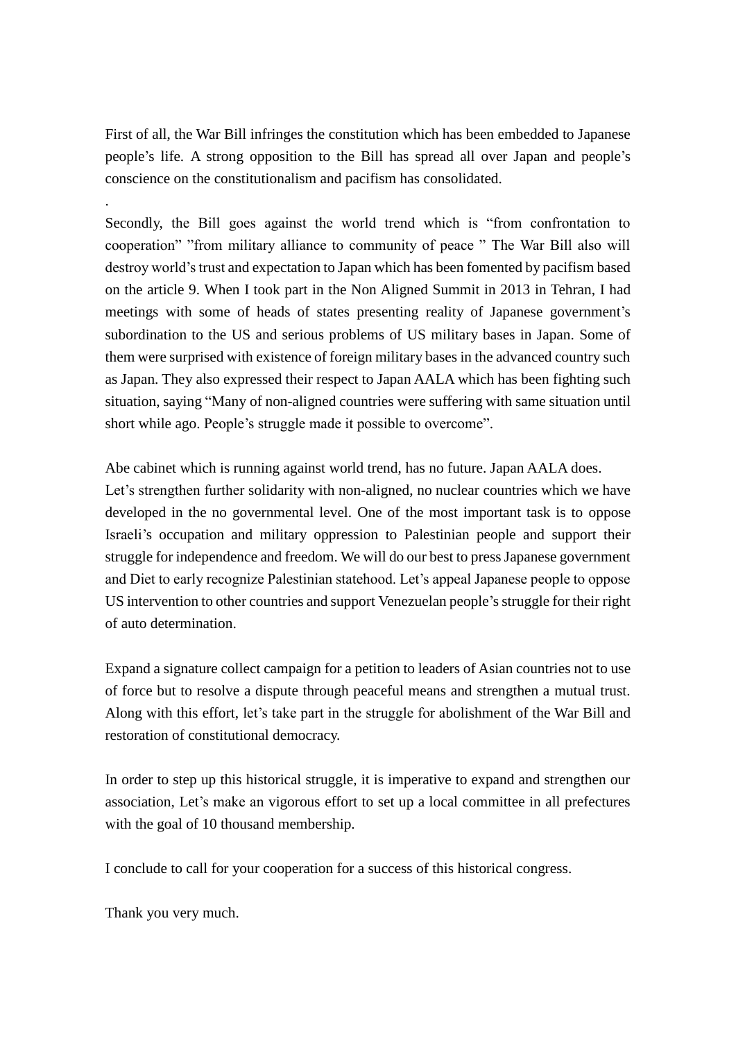First of all, the War Bill infringes the constitution which has been embedded to Japanese people's life. A strong opposition to the Bill has spread all over Japan and people's conscience on the constitutionalism and pacifism has consolidated.

.

Secondly, the Bill goes against the world trend which is "from confrontation to cooperation" "from military alliance to community of peace " The War Bill also will destroy world's trust and expectation to Japan which has been fomented by pacifism based on the article 9. When I took part in the Non Aligned Summit in 2013 in Tehran, I had meetings with some of heads of states presenting reality of Japanese government's subordination to the US and serious problems of US military bases in Japan. Some of them were surprised with existence of foreign military bases in the advanced country such as Japan. They also expressed their respect to Japan AALA which has been fighting such situation, saying "Many of non-aligned countries were suffering with same situation until short while ago. People's struggle made it possible to overcome".

Abe cabinet which is running against world trend, has no future. Japan AALA does.
Let's strengthen further solidarity with non-aligned, no nuclear countries which we have developed in the no governmental level. One of the most important task is to oppose Israeli's occupation and military oppression to Palestinian people and support their struggle for independence and freedom. We will do our best to press Japanese government and Diet to early recognize Palestinian statehood. Let's appeal Japanese people to oppose US intervention to other countries and support Venezuelan people's struggle for their right of auto determination.

Expand a signature collect campaign for a petition to leaders of Asian countries not to use of force but to resolve a dispute through peaceful means and strengthen a mutual trust. Along with this effort, let's take part in the struggle for abolishment of the War Bill and restoration of constitutional democracy.

In order to step up this historical struggle, it is imperative to expand and strengthen our association, Let's make an vigorous effort to set up a local committee in all prefectures with the goal of 10 thousand membership.

I conclude to call for your cooperation for a success of this historical congress.

Thank you very much.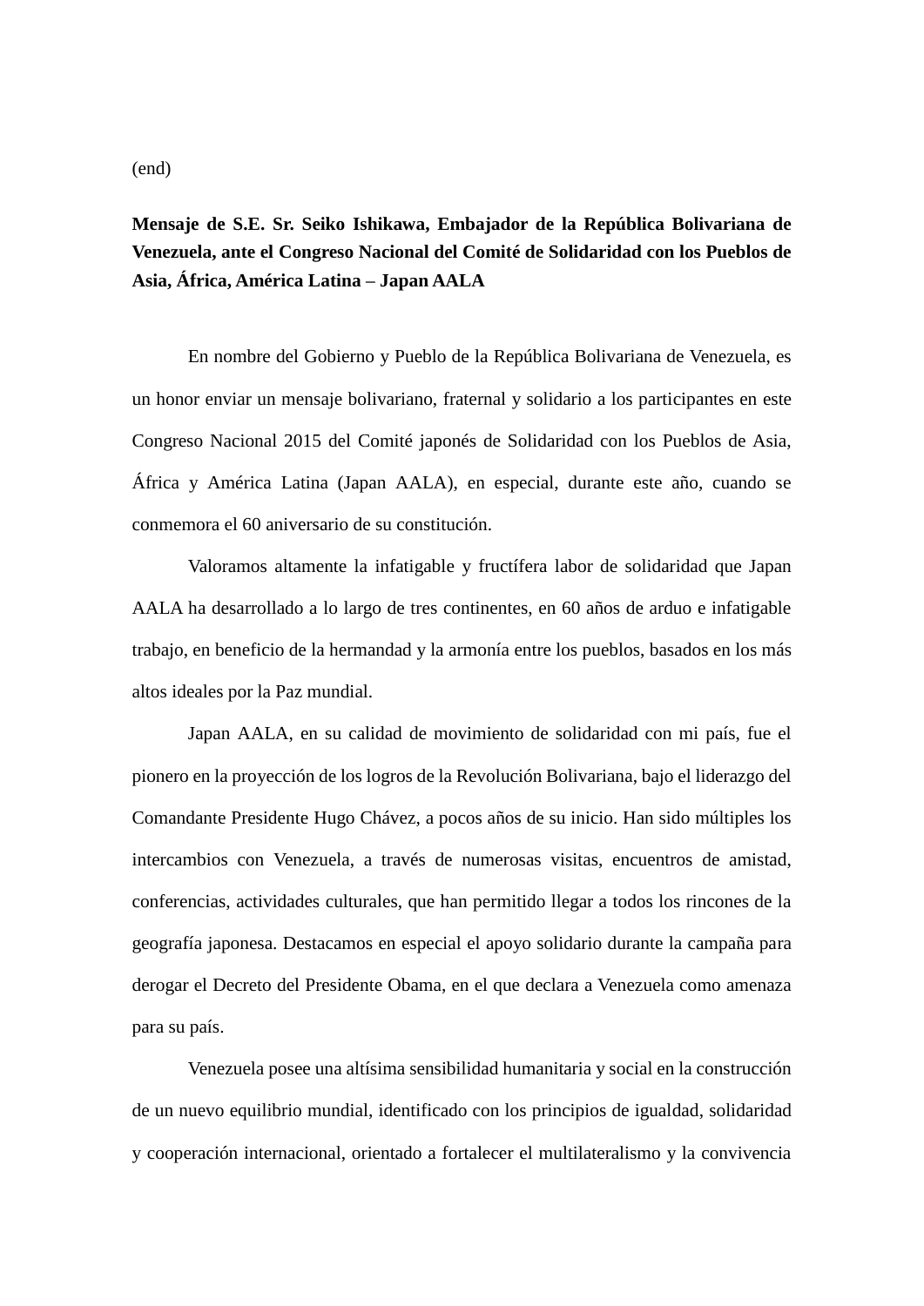(end)

**Mensaje de S.E. Sr. Seiko Ishikawa, Embajador de la República Bolivariana de Venezuela, ante el Congreso Nacional del Comité de Solidaridad con los Pueblos de Asia, África, América Latina – Japan AALA**

En nombre del Gobierno y Pueblo de la República Bolivariana de Venezuela, es un honor enviar un mensaje bolivariano, fraternal y solidario a los participantes en este Congreso Nacional 2015 del Comité japonés de Solidaridad con los Pueblos de Asia, África y América Latina (Japan AALA), en especial, durante este año, cuando se conmemora el 60 aniversario de su constitución.

Valoramos altamente la infatigable y fructífera labor de solidaridad que Japan AALA ha desarrollado a lo largo de tres continentes, en 60 años de arduo e infatigable trabajo, en beneficio de la hermandad y la armonía entre los pueblos, basados en los más altos ideales por la Paz mundial.

Japan AALA, en su calidad de movimiento de solidaridad con mi país, fue el pionero en la proyección de los logros de la Revolución Bolivariana, bajo el liderazgo del Comandante Presidente Hugo Chávez, a pocos años de su inicio. Han sido múltiples los intercambios con Venezuela, a través de numerosas visitas, encuentros de amistad, conferencias, actividades culturales, que han permitido llegar a todos los rincones de la geografía japonesa. Destacamos en especial el apoyo solidario durante la campaña para derogar el Decreto del Presidente Obama, en el que declara a Venezuela como amenaza para su país.

Venezuela posee una altísima sensibilidad humanitaria y social en la construcción de un nuevo equilibrio mundial, identificado con los principios de igualdad, solidaridad y cooperación internacional, orientado a fortalecer el multilateralismo y la convivencia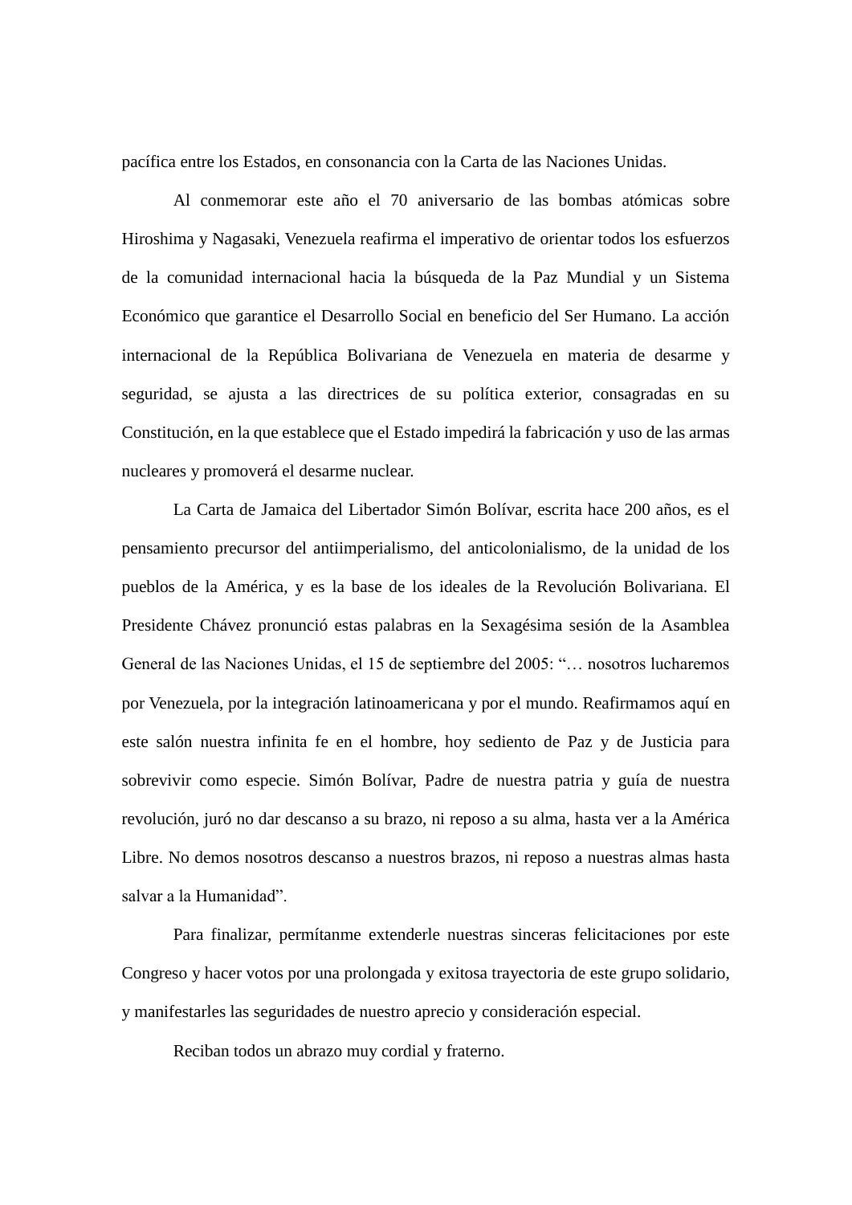pacífica entre los Estados, en consonancia con la Carta de las Naciones Unidas.

Al conmemorar este año el 70 aniversario de las bombas atómicas sobre Hiroshima y Nagasaki, Venezuela reafirma el imperativo de orientar todos los esfuerzos de la comunidad internacional hacia la búsqueda de la Paz Mundial y un Sistema Económico que garantice el Desarrollo Social en beneficio del Ser Humano. La acción internacional de la República Bolivariana de Venezuela en materia de desarme y seguridad, se ajusta a las directrices de su política exterior, consagradas en su Constitución, en la que establece que el Estado impedirá la fabricación y uso de las armas nucleares y promoverá el desarme nuclear.

La Carta de Jamaica del Libertador Simón Bolívar, escrita hace 200 años, es el pensamiento precursor del antiimperialismo, del anticolonialismo, de la unidad de los pueblos de la América, y es la base de los ideales de la Revolución Bolivariana. El Presidente Chávez pronunció estas palabras en la Sexagésima sesión de la Asamblea General de las Naciones Unidas, el 15 de septiembre del 2005: "… nosotros lucharemos por Venezuela, por la integración latinoamericana y por el mundo. Reafirmamos aquí en este salón nuestra infinita fe en el hombre, hoy sediento de Paz y de Justicia para sobrevivir como especie. Simón Bolívar, Padre de nuestra patria y guía de nuestra revolución, juró no dar descanso a su brazo, ni reposo a su alma, hasta ver a la América Libre. No demos nosotros descanso a nuestros brazos, ni reposo a nuestras almas hasta salvar a la Humanidad".

Para finalizar, permítanme extenderle nuestras sinceras felicitaciones por este Congreso y hacer votos por una prolongada y exitosa trayectoria de este grupo solidario, y manifestarles las seguridades de nuestro aprecio y consideración especial.

Reciban todos un abrazo muy cordial y fraterno.